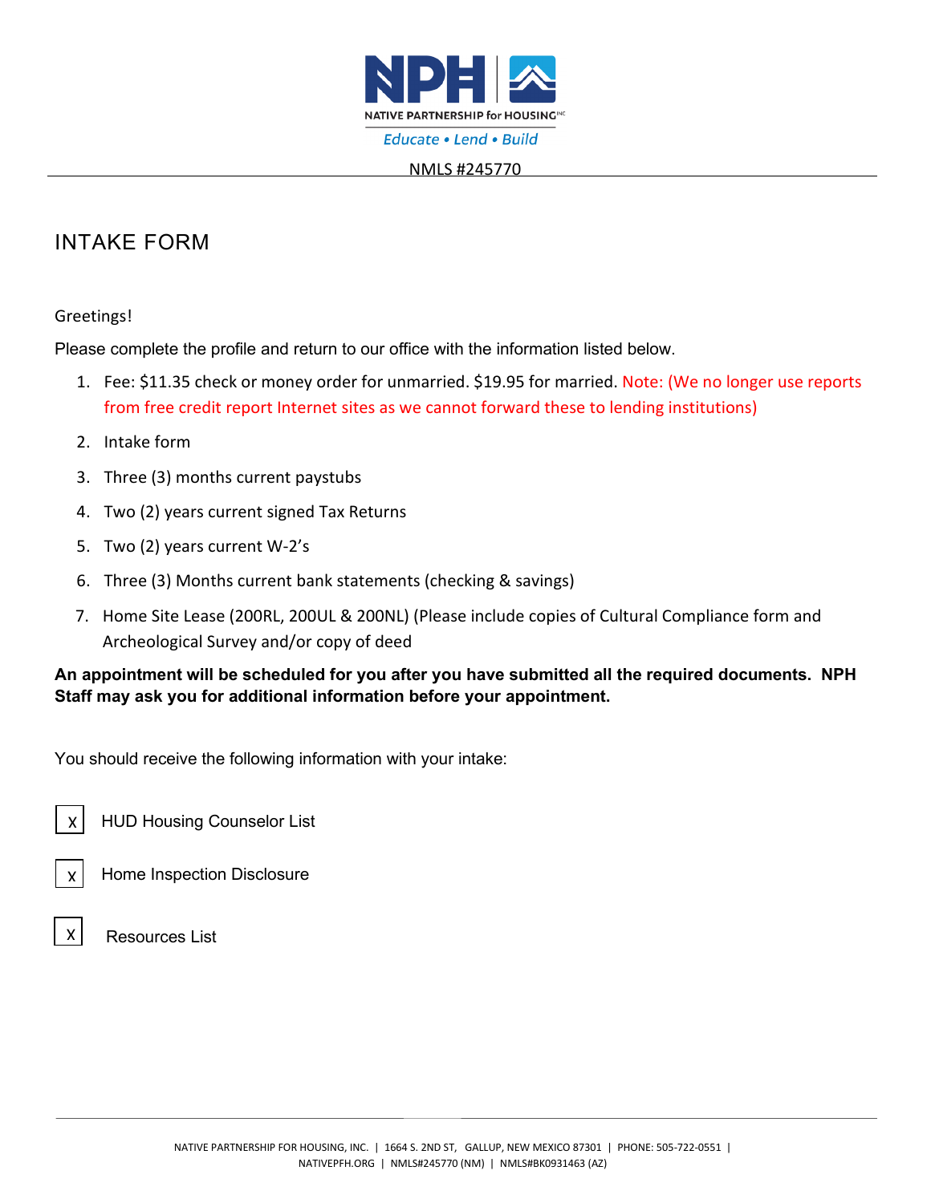NATIVE PARTNERSHIP for HOUSING INC

*Educate • Lend • Build*

NMLS #245770

# INTAKE FORM

Greetings!

Please complete the profile and return to our office with the information listed below.

1. Fee: $11.35 check or money order for unmarried. $19.95 for married. Note: (We no longer use reports from free credit report Internet sites as we cannot forward these to lending institutions)
2. Intake form
3. Three (3) months current paystubs
4. Two (2) years current signed Tax Returns
5. Two (2) years current W-2's
6. Three (3) Months current bank statements (checking & savings)
7. Home Site Lease (200RL, 200UL & 200NL) (Please include copies of Cultural Compliance form and Archeological Survey and/or copy of deed

**An appointment will be scheduled for you after you have submitted all the required documents. NPH Staff may ask you for additional information before your appointment.**

You should receive the following information with your intake:

- [x] HUD Housing Counselor List
- [x] Home Inspection Disclosure
- [x] Resources List

NATIVE PARTNERSHIP FOR HOUSING, INC. | 1664 S. 2ND ST, GALLUP, NEW MEXICO 87301 | PHONE: 505-722-0551 | NATIVEPFH.ORG | NMLS#245770 (NM) | NMLS#BK0931463 (AZ)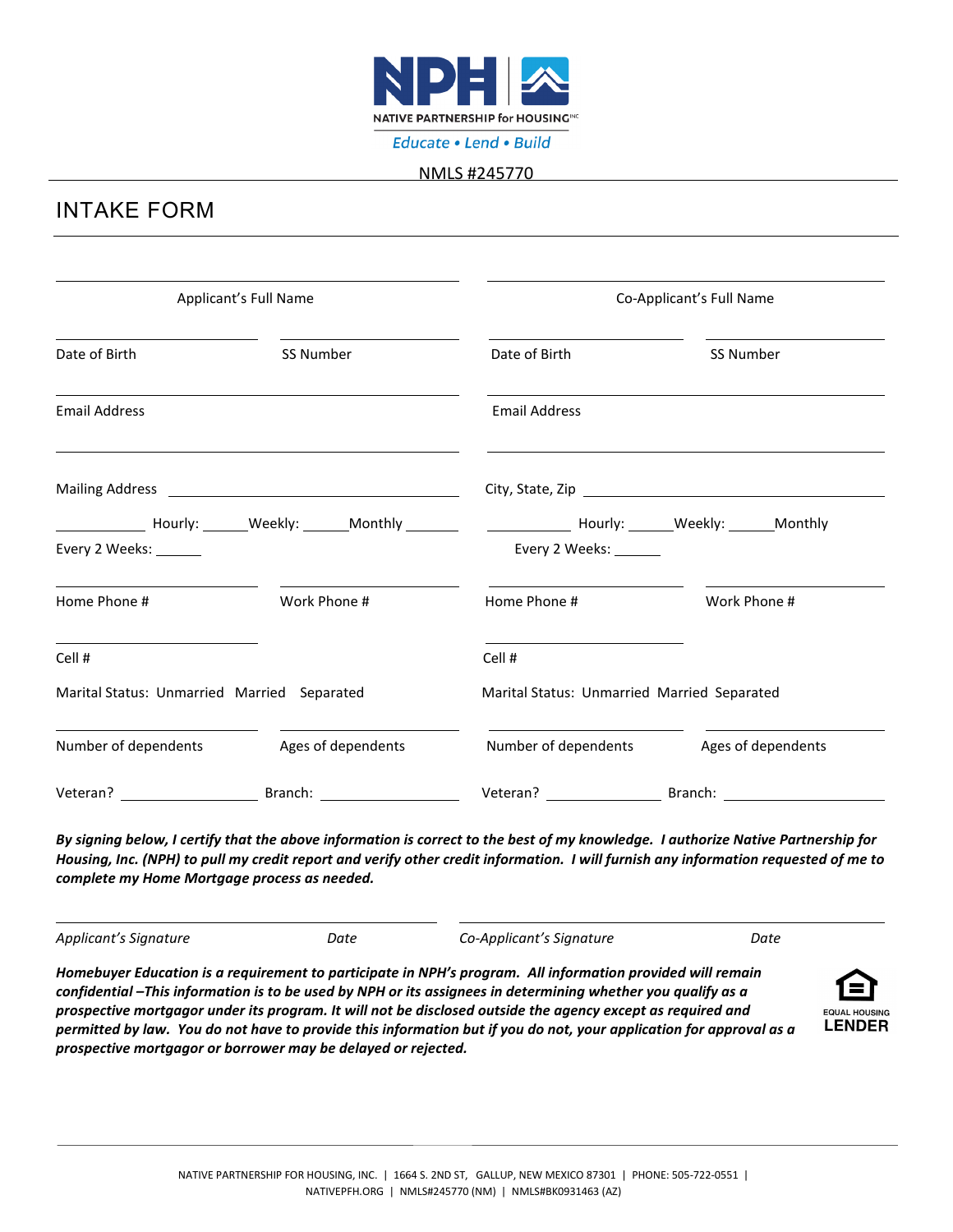NATIVE PARTNERSHIP for HOUSING[INC]

*Educate • Lend • Build*

NMLS #245770

# INTAKE FORM

| Applicant's Full Name | | Co-Applicant's Full Name | |
|---|---|---|---|
| Date of Birth | SS Number | Date of Birth | SS Number |
| Email Address | | Email Address | |

Mailing Address ____________________ City, State, Zip ____________________

__________ Hourly: _____ Weekly: _____ Monthly _____ Every 2 Weeks: _____

__________ Hourly: _____ Weekly: _____ Monthly Every 2 Weeks: _____

| Home Phone # | Work Phone # | Home Phone # | Work Phone # |
|---|---|---|---|
| Cell # | | Cell # | |

Marital Status: Unmarried Married Separated

Marital Status: Unmarried Married Separated

| Number of dependents | Ages of dependents | Number of dependents | Ages of dependents |
|---|---|---|---|

Veteran? __________ Branch: __________ Veteran? __________ Branch: __________

***By signing below, I certify that the above information is correct to the best of my knowledge. I authorize Native Partnership for Housing, Inc. (NPH) to pull my credit report and verify other credit information. I will furnish any information requested of me to complete my Home Mortgage process as needed.***

| *Applicant's Signature* | *Date* | *Co-Applicant's Signature* | *Date* |
|---|---|---|---|

***Homebuyer Education is a requirement to participate in NPH's program. All information provided will remain confidential –This information is to be used by NPH or its assignees in determining whether you qualify as a prospective mortgagor under its program. It will not be disclosed outside the agency except as required and permitted by law. You do not have to provide this information but if you do not, your application for approval as a prospective mortgagor or borrower may be delayed or rejected.***

EQUAL HOUSING LENDER

NATIVE PARTNERSHIP FOR HOUSING, INC. | 1664 S. 2ND ST, GALLUP, NEW MEXICO 87301 | PHONE: 505-722-0551 | NATIVEPFH.ORG | NMLS#245770 (NM) | NMLS#BK0931463 (AZ)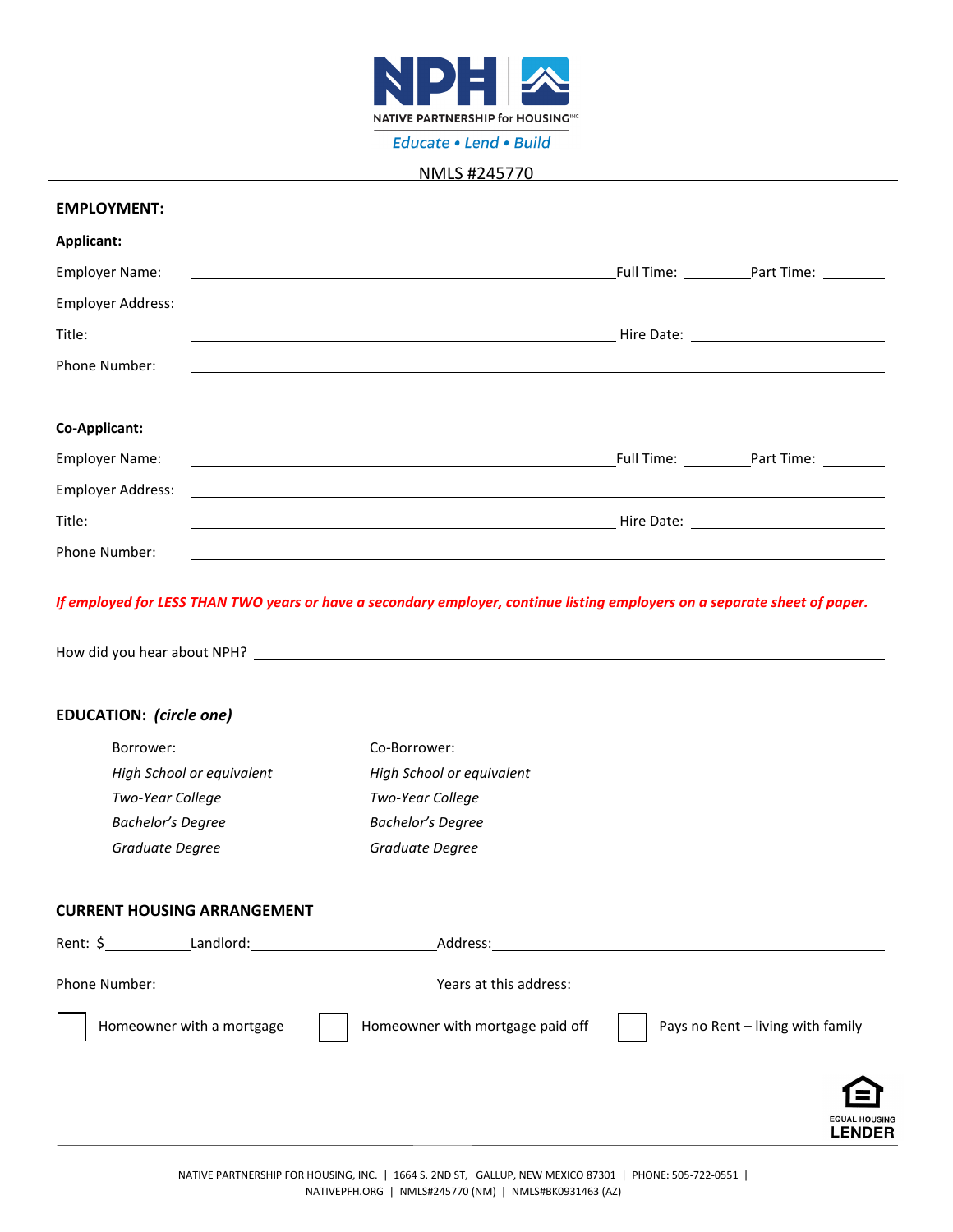NATIVE PARTNERSHIP for HOUSING

*Educate • Lend • Build*

NMLS #245770

**EMPLOYMENT:**

**Applicant:**

Employer Name: ______________________________ Full Time: ________ Part Time: ________

Employer Address: ______________________________

Title: ______________________________ Hire Date: ______________

Phone Number: ______________________________

**Co-Applicant:**

Employer Name: ______________________________ Full Time: ________ Part Time: ________

Employer Address: ______________________________

Title: ______________________________ Hire Date: ______________

Phone Number: ______________________________

***If employed for LESS THAN TWO years or have a secondary employer, continue listing employers on a separate sheet of paper.***

How did you hear about NPH? ______________________________

**EDUCATION:** ***(circle one)***

| Borrower: | Co-Borrower: |
|---|---|
| *High School or equivalent* | *High School or equivalent* |
| *Two-Year College* | *Two-Year College* |
| *Bachelor's Degree* | *Bachelor's Degree* |
| *Graduate Degree* | *Graduate Degree* |

**CURRENT HOUSING ARRANGEMENT**

Rent: $__________ Landlord: ______________________ Address: ______________________________

Phone Number: ______________________ Years at this address: ______________________

☐ Homeowner with a mortgage ☐ Homeowner with mortgage paid off ☐ Pays no Rent – living with family

EQUAL HOUSING LENDER

NATIVE PARTNERSHIP FOR HOUSING, INC. | 1664 S. 2ND ST, GALLUP, NEW MEXICO 87301 | PHONE: 505-722-0551 | NATIVEPFH.ORG | NMLS#245770 (NM) | NMLS#BK0931463 (AZ)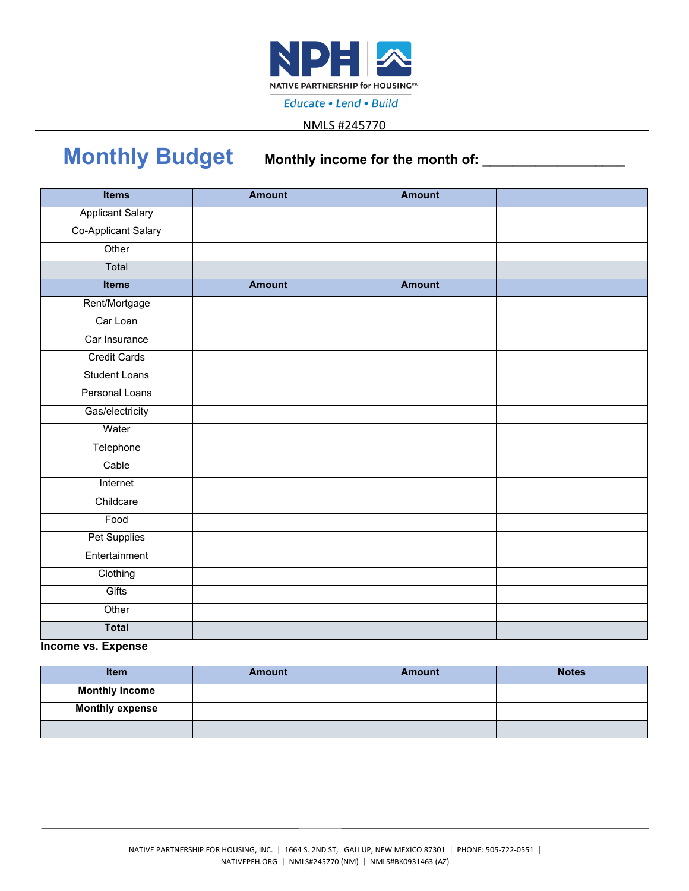NATIVE PARTNERSHIP for HOUSING INC

*Educate • Lend • Build*

NMLS #245770

# Monthly Budget

**Monthly income for the month of: ___________________**

| Items | Amount | Amount | |
|---|---|---|---|
| Applicant Salary | | | |
| Co-Applicant Salary | | | |
| Other | | | |
| Total | | | |
| **Items** | **Amount** | **Amount** | |
| Rent/Mortgage | | | |
| Car Loan | | | |
| Car Insurance | | | |
| Credit Cards | | | |
| Student Loans | | | |
| Personal Loans | | | |
| Gas/electricity | | | |
| Water | | | |
| Telephone | | | |
| Cable | | | |
| Internet | | | |
| Childcare | | | |
| Food | | | |
| Pet Supplies | | | |
| Entertainment | | | |
| Clothing | | | |
| Gifts | | | |
| Other | | | |
| **Total** | | | |

**Income vs. Expense**

| Item | Amount | Amount | Notes |
|---|---|---|---|
| **Monthly Income** | | | |
| **Monthly expense** | | | |
| | | | |

NATIVE PARTNERSHIP FOR HOUSING, INC. | 1664 S. 2ND ST, GALLUP, NEW MEXICO 87301 | PHONE: 505-722-0551 | NATIVEPFH.ORG | NMLS#245770 (NM) | NMLS#BK0931463 (AZ)